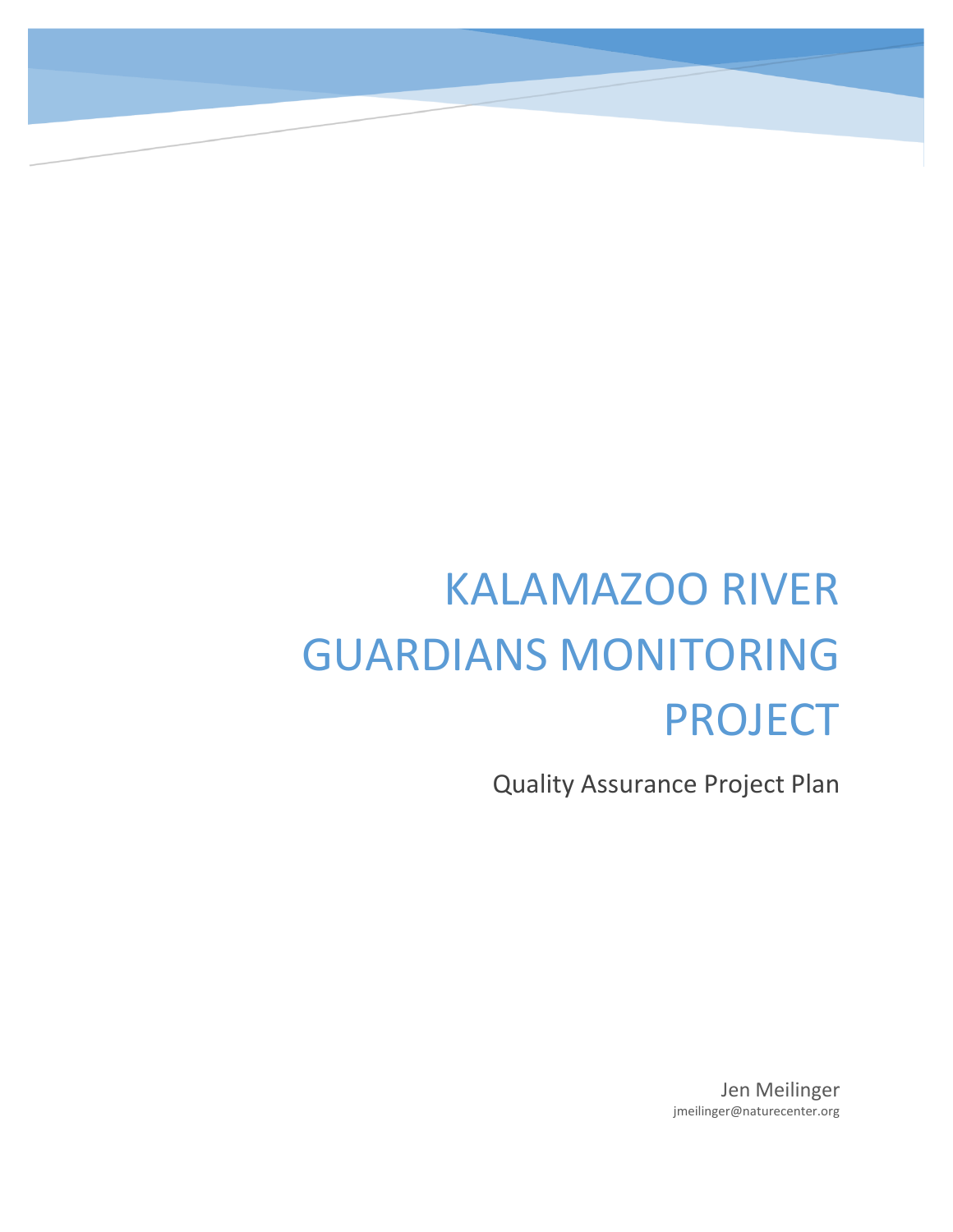# KALAMAZOO RIVER GUARDIANS MONITORING PROJECT

Quality Assurance Project Plan

Jen Meilinger
jmeilinger@naturecenter.org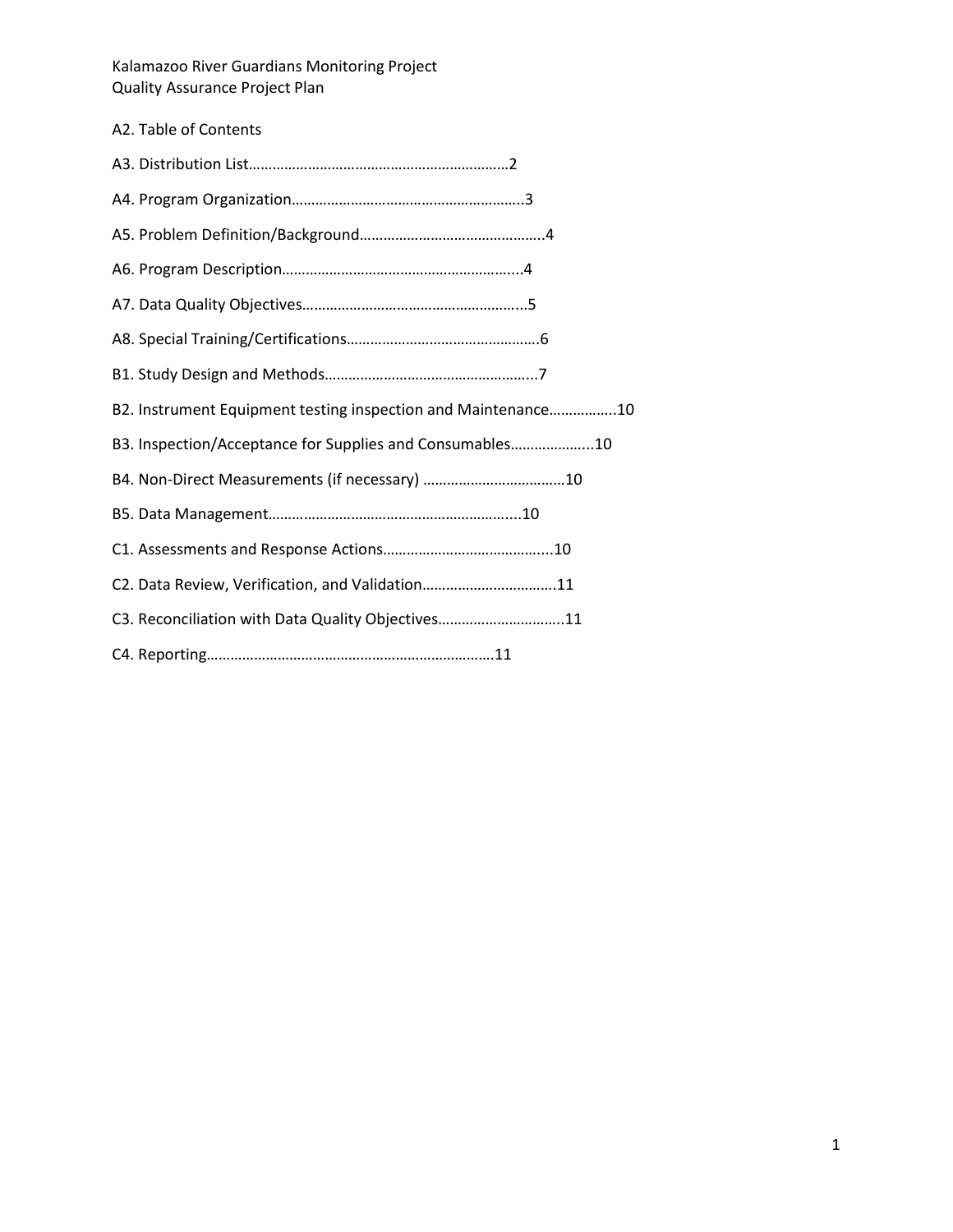Kalamazoo River Guardians Monitoring Project
Quality Assurance Project Plan

## A2. Table of Contents

A3. Distribution List…………………………………………………………2

A4. Program Organization…………………………………………………..3

A5. Problem Definition/Background……………………………………..4

A6. Program Description…………………………………………………...4

A7. Data Quality Objectives………………………………………………...5

A8. Special Training/Certifications………………………………………….6

B1. Study Design and Methods……………………………………………...7

B2. Instrument Equipment testing inspection and Maintenance……………..10

B3. Inspection/Acceptance for Supplies and Consumables………………...10

B4. Non-Direct Measurements (if necessary) ………………………………10

B5. Data Management……………………………………………………....10

C1. Assessments and Response Actions…………………………………...10

C2. Data Review, Verification, and Validation…………………………….11

C3. Reconciliation with Data Quality Objectives…………………………..11

C4. Reporting……………………………………………………………….11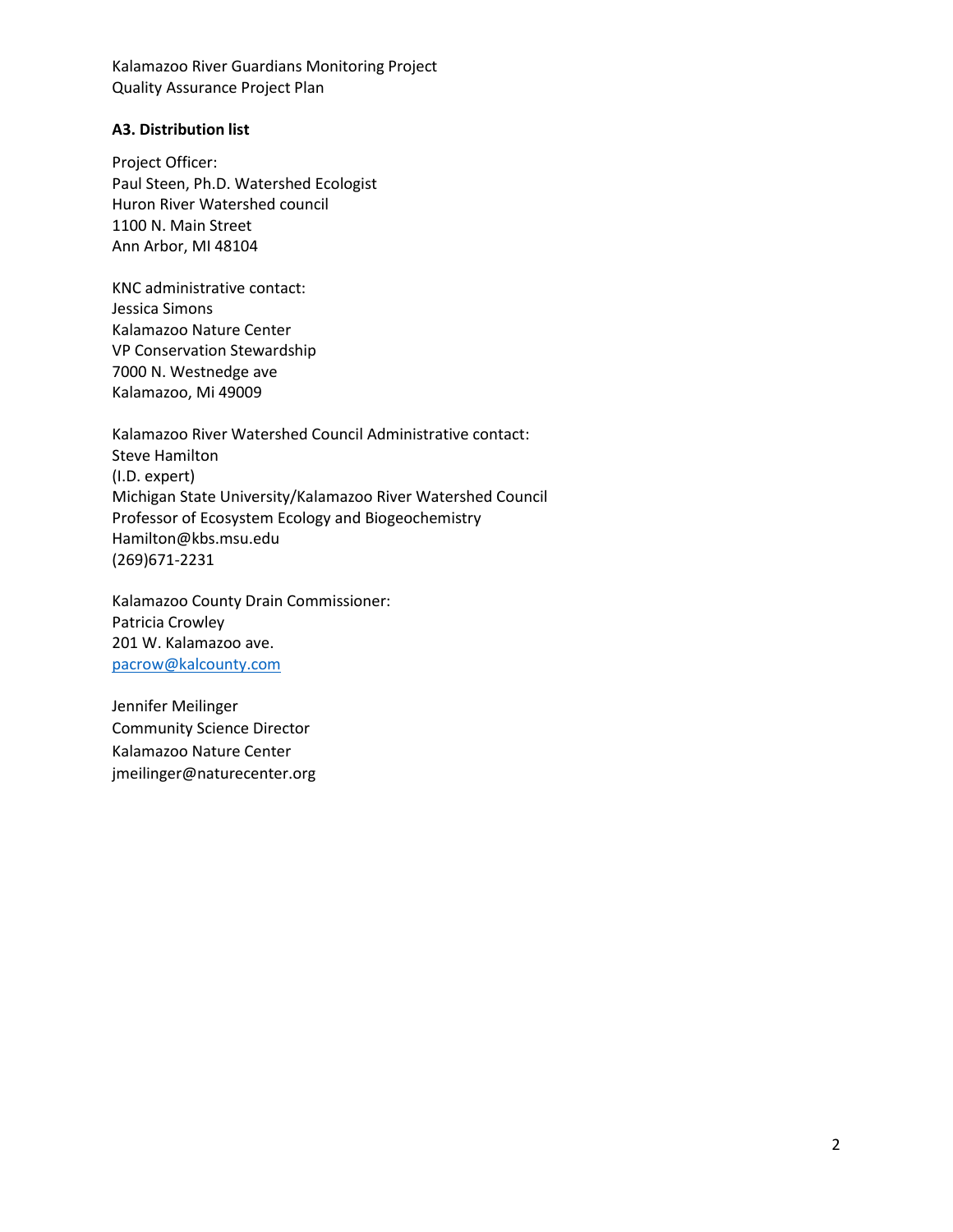### A3. Distribution list

Project Officer:
Paul Steen, Ph.D. Watershed Ecologist
Huron River Watershed council
1100 N. Main Street
Ann Arbor, MI 48104

KNC administrative contact:
Jessica Simons
Kalamazoo Nature Center
VP Conservation Stewardship
7000 N. Westnedge ave
Kalamazoo, Mi 49009

Kalamazoo River Watershed Council Administrative contact:
Steve Hamilton
(I.D. expert)
Michigan State University/Kalamazoo River Watershed Council
Professor of Ecosystem Ecology and Biogeochemistry
Hamilton@kbs.msu.edu
(269)671-2231

Kalamazoo County Drain Commissioner:
Patricia Crowley
201 W. Kalamazoo ave.
pacrow@kalcounty.com

Jennifer Meilinger
Community Science Director
Kalamazoo Nature Center
jmeilinger@naturecenter.org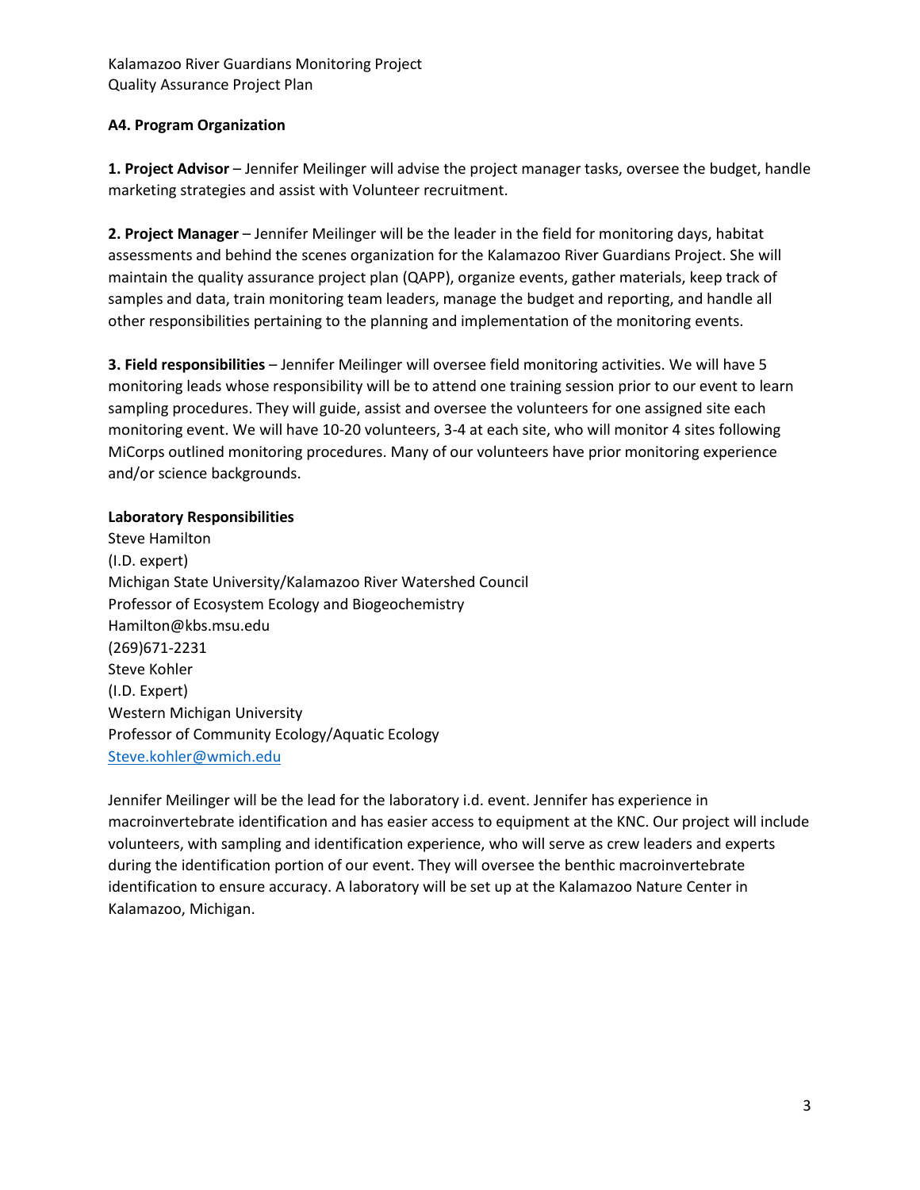### A4. Program Organization

**1. Project Advisor** – Jennifer Meilinger will advise the project manager tasks, oversee the budget, handle marketing strategies and assist with Volunteer recruitment.

**2. Project Manager** – Jennifer Meilinger will be the leader in the field for monitoring days, habitat assessments and behind the scenes organization for the Kalamazoo River Guardians Project. She will maintain the quality assurance project plan (QAPP), organize events, gather materials, keep track of samples and data, train monitoring team leaders, manage the budget and reporting, and handle all other responsibilities pertaining to the planning and implementation of the monitoring events.

**3. Field responsibilities** – Jennifer Meilinger will oversee field monitoring activities. We will have 5 monitoring leads whose responsibility will be to attend one training session prior to our event to learn sampling procedures. They will guide, assist and oversee the volunteers for one assigned site each monitoring event. We will have 10-20 volunteers, 3-4 at each site, who will monitor 4 sites following MiCorps outlined monitoring procedures. Many of our volunteers have prior monitoring experience and/or science backgrounds.

**Laboratory Responsibilities**

Steve Hamilton
(I.D. expert)
Michigan State University/Kalamazoo River Watershed Council
Professor of Ecosystem Ecology and Biogeochemistry
Hamilton@kbs.msu.edu
(269)671-2231

Steve Kohler
(I.D. Expert)
Western Michigan University
Professor of Community Ecology/Aquatic Ecology
Steve.kohler@wmich.edu

Jennifer Meilinger will be the lead for the laboratory i.d. event. Jennifer has experience in macroinvertebrate identification and has easier access to equipment at the KNC. Our project will include volunteers, with sampling and identification experience, who will serve as crew leaders and experts during the identification portion of our event. They will oversee the benthic macroinvertebrate identification to ensure accuracy. A laboratory will be set up at the Kalamazoo Nature Center in Kalamazoo, Michigan.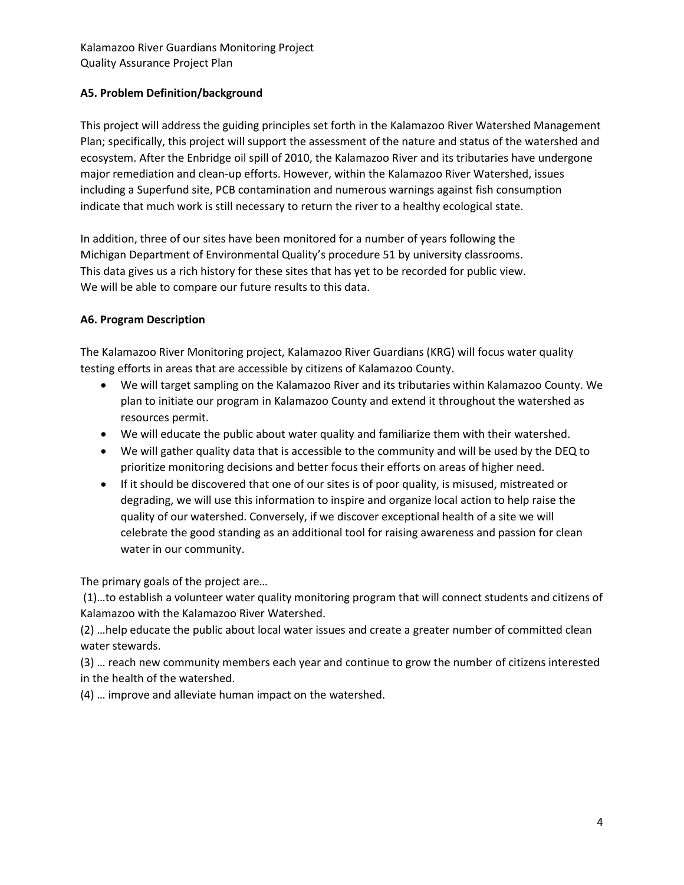### A5. Problem Definition/background

This project will address the guiding principles set forth in the Kalamazoo River Watershed Management Plan; specifically, this project will support the assessment of the nature and status of the watershed and ecosystem. After the Enbridge oil spill of 2010, the Kalamazoo River and its tributaries have undergone major remediation and clean-up efforts. However, within the Kalamazoo River Watershed, issues including a Superfund site, PCB contamination and numerous warnings against fish consumption indicate that much work is still necessary to return the river to a healthy ecological state.

In addition, three of our sites have been monitored for a number of years following the Michigan Department of Environmental Quality's procedure 51 by university classrooms. This data gives us a rich history for these sites that has yet to be recorded for public view. We will be able to compare our future results to this data.

### A6. Program Description

The Kalamazoo River Monitoring project, Kalamazoo River Guardians (KRG) will focus water quality testing efforts in areas that are accessible by citizens of Kalamazoo County.

- We will target sampling on the Kalamazoo River and its tributaries within Kalamazoo County. We plan to initiate our program in Kalamazoo County and extend it throughout the watershed as resources permit.
- We will educate the public about water quality and familiarize them with their watershed.
- We will gather quality data that is accessible to the community and will be used by the DEQ to prioritize monitoring decisions and better focus their efforts on areas of higher need.
- If it should be discovered that one of our sites is of poor quality, is misused, mistreated or degrading, we will use this information to inspire and organize local action to help raise the quality of our watershed. Conversely, if we discover exceptional health of a site we will celebrate the good standing as an additional tool for raising awareness and passion for clean water in our community.

The primary goals of the project are…

(1)…to establish a volunteer water quality monitoring program that will connect students and citizens of Kalamazoo with the Kalamazoo River Watershed.

(2) …help educate the public about local water issues and create a greater number of committed clean water stewards.

(3) … reach new community members each year and continue to grow the number of citizens interested in the health of the watershed.

(4) … improve and alleviate human impact on the watershed.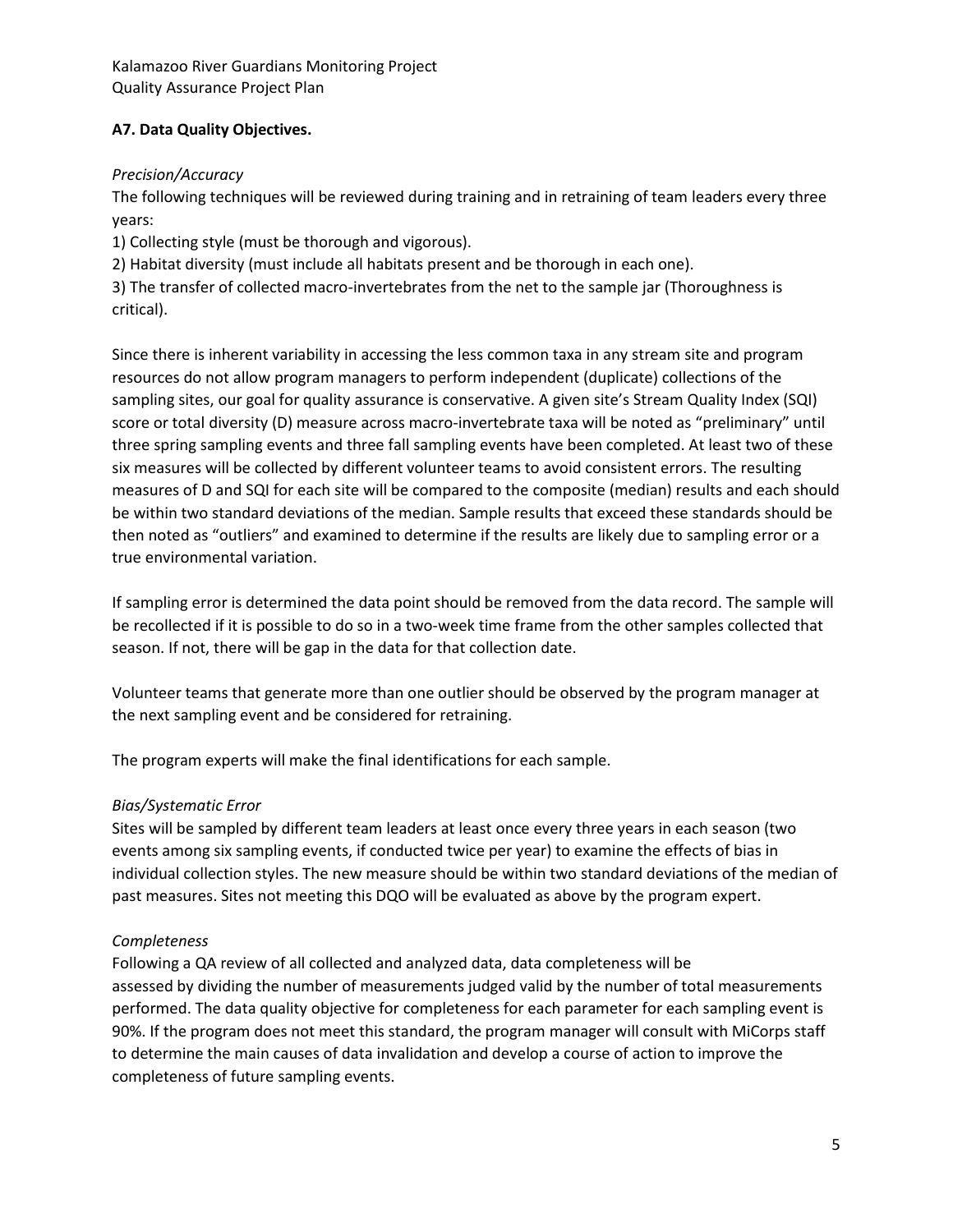**A7. Data Quality Objectives.**

*Precision/Accuracy*

The following techniques will be reviewed during training and in retraining of team leaders every three years:

1) Collecting style (must be thorough and vigorous).
2) Habitat diversity (must include all habitats present and be thorough in each one).
3) The transfer of collected macro-invertebrates from the net to the sample jar (Thoroughness is critical).

Since there is inherent variability in accessing the less common taxa in any stream site and program resources do not allow program managers to perform independent (duplicate) collections of the sampling sites, our goal for quality assurance is conservative. A given site's Stream Quality Index (SQI) score or total diversity (D) measure across macro-invertebrate taxa will be noted as "preliminary" until three spring sampling events and three fall sampling events have been completed. At least two of these six measures will be collected by different volunteer teams to avoid consistent errors. The resulting measures of D and SQI for each site will be compared to the composite (median) results and each should be within two standard deviations of the median. Sample results that exceed these standards should be then noted as "outliers" and examined to determine if the results are likely due to sampling error or a true environmental variation.

If sampling error is determined the data point should be removed from the data record. The sample will be recollected if it is possible to do so in a two-week time frame from the other samples collected that season. If not, there will be gap in the data for that collection date.

Volunteer teams that generate more than one outlier should be observed by the program manager at the next sampling event and be considered for retraining.

The program experts will make the final identifications for each sample.

*Bias/Systematic Error*

Sites will be sampled by different team leaders at least once every three years in each season (two events among six sampling events, if conducted twice per year) to examine the effects of bias in individual collection styles. The new measure should be within two standard deviations of the median of past measures. Sites not meeting this DQO will be evaluated as above by the program expert.

*Completeness*

Following a QA review of all collected and analyzed data, data completeness will be assessed by dividing the number of measurements judged valid by the number of total measurements performed. The data quality objective for completeness for each parameter for each sampling event is 90%. If the program does not meet this standard, the program manager will consult with MiCorps staff to determine the main causes of data invalidation and develop a course of action to improve the completeness of future sampling events.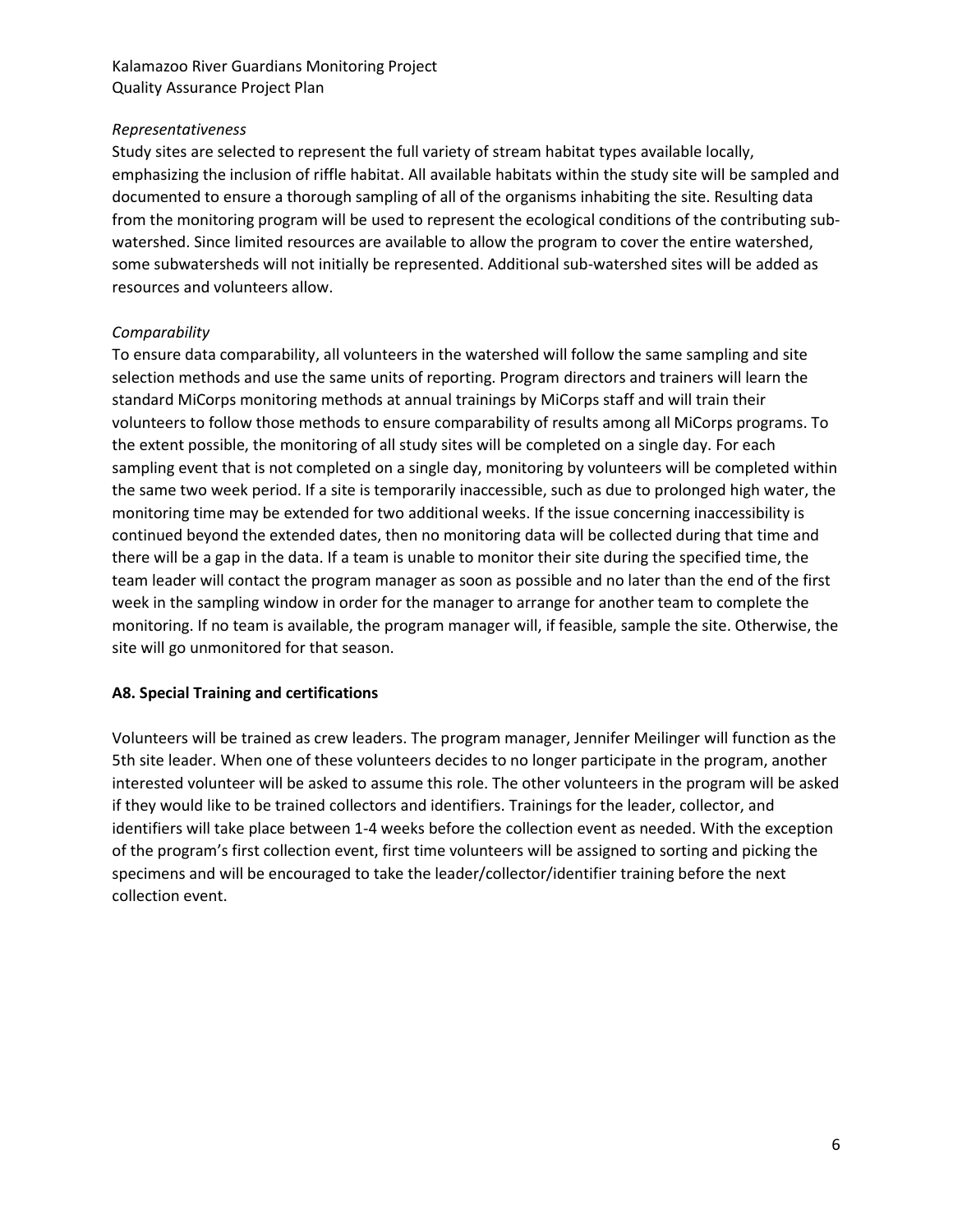*Representativeness*

Study sites are selected to represent the full variety of stream habitat types available locally, emphasizing the inclusion of riffle habitat. All available habitats within the study site will be sampled and documented to ensure a thorough sampling of all of the organisms inhabiting the site. Resulting data from the monitoring program will be used to represent the ecological conditions of the contributing sub-watershed. Since limited resources are available to allow the program to cover the entire watershed, some subwatersheds will not initially be represented. Additional sub-watershed sites will be added as resources and volunteers allow.

*Comparability*

To ensure data comparability, all volunteers in the watershed will follow the same sampling and site selection methods and use the same units of reporting. Program directors and trainers will learn the standard MiCorps monitoring methods at annual trainings by MiCorps staff and will train their volunteers to follow those methods to ensure comparability of results among all MiCorps programs. To the extent possible, the monitoring of all study sites will be completed on a single day. For each sampling event that is not completed on a single day, monitoring by volunteers will be completed within the same two week period. If a site is temporarily inaccessible, such as due to prolonged high water, the monitoring time may be extended for two additional weeks. If the issue concerning inaccessibility is continued beyond the extended dates, then no monitoring data will be collected during that time and there will be a gap in the data. If a team is unable to monitor their site during the specified time, the team leader will contact the program manager as soon as possible and no later than the end of the first week in the sampling window in order for the manager to arrange for another team to complete the monitoring. If no team is available, the program manager will, if feasible, sample the site. Otherwise, the site will go unmonitored for that season.

**A8. Special Training and certifications**

Volunteers will be trained as crew leaders. The program manager, Jennifer Meilinger will function as the 5th site leader. When one of these volunteers decides to no longer participate in the program, another interested volunteer will be asked to assume this role. The other volunteers in the program will be asked if they would like to be trained collectors and identifiers. Trainings for the leader, collector, and identifiers will take place between 1-4 weeks before the collection event as needed. With the exception of the program's first collection event, first time volunteers will be assigned to sorting and picking the specimens and will be encouraged to take the leader/collector/identifier training before the next collection event.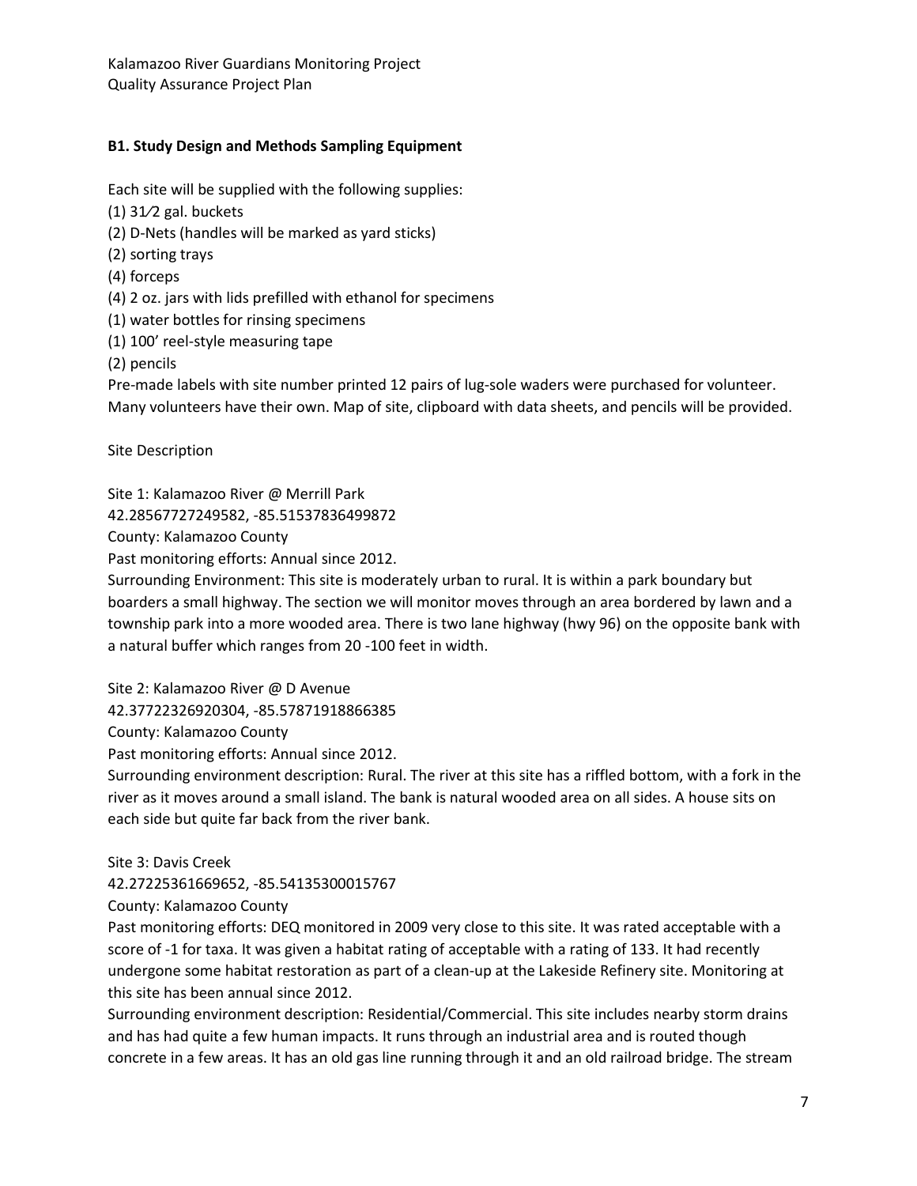### B1. Study Design and Methods Sampling Equipment

Each site will be supplied with the following supplies:

(1) 31⁄2 gal. buckets  
(2) D-Nets (handles will be marked as yard sticks)  
(2) sorting trays  
(4) forceps  
(4) 2 oz. jars with lids prefilled with ethanol for specimens  
(1) water bottles for rinsing specimens  
(1) 100’ reel-style measuring tape  
(2) pencils  
Pre-made labels with site number printed 12 pairs of lug-sole waders were purchased for volunteer. Many volunteers have their own. Map of site, clipboard with data sheets, and pencils will be provided.

Site Description

Site 1: Kalamazoo River @ Merrill Park  
42.28567727249582, -85.51537836499872  
County: Kalamazoo County  
Past monitoring efforts: Annual since 2012.  
Surrounding Environment: This site is moderately urban to rural. It is within a park boundary but boarders a small highway. The section we will monitor moves through an area bordered by lawn and a township park into a more wooded area. There is two lane highway (hwy 96) on the opposite bank with a natural buffer which ranges from 20 -100 feet in width.

Site 2: Kalamazoo River @ D Avenue  
42.37722326920304, -85.57871918866385  
County: Kalamazoo County  
Past monitoring efforts: Annual since 2012.  
Surrounding environment description: Rural. The river at this site has a riffled bottom, with a fork in the river as it moves around a small island. The bank is natural wooded area on all sides. A house sits on each side but quite far back from the river bank.

Site 3: Davis Creek  
42.27225361669652, -85.54135300015767  
County: Kalamazoo County  
Past monitoring efforts: DEQ monitored in 2009 very close to this site. It was rated acceptable with a score of -1 for taxa. It was given a habitat rating of acceptable with a rating of 133. It had recently undergone some habitat restoration as part of a clean-up at the Lakeside Refinery site. Monitoring at this site has been annual since 2012.  
Surrounding environment description: Residential/Commercial. This site includes nearby storm drains and has had quite a few human impacts. It runs through an industrial area and is routed though concrete in a few areas. It has an old gas line running through it and an old railroad bridge. The stream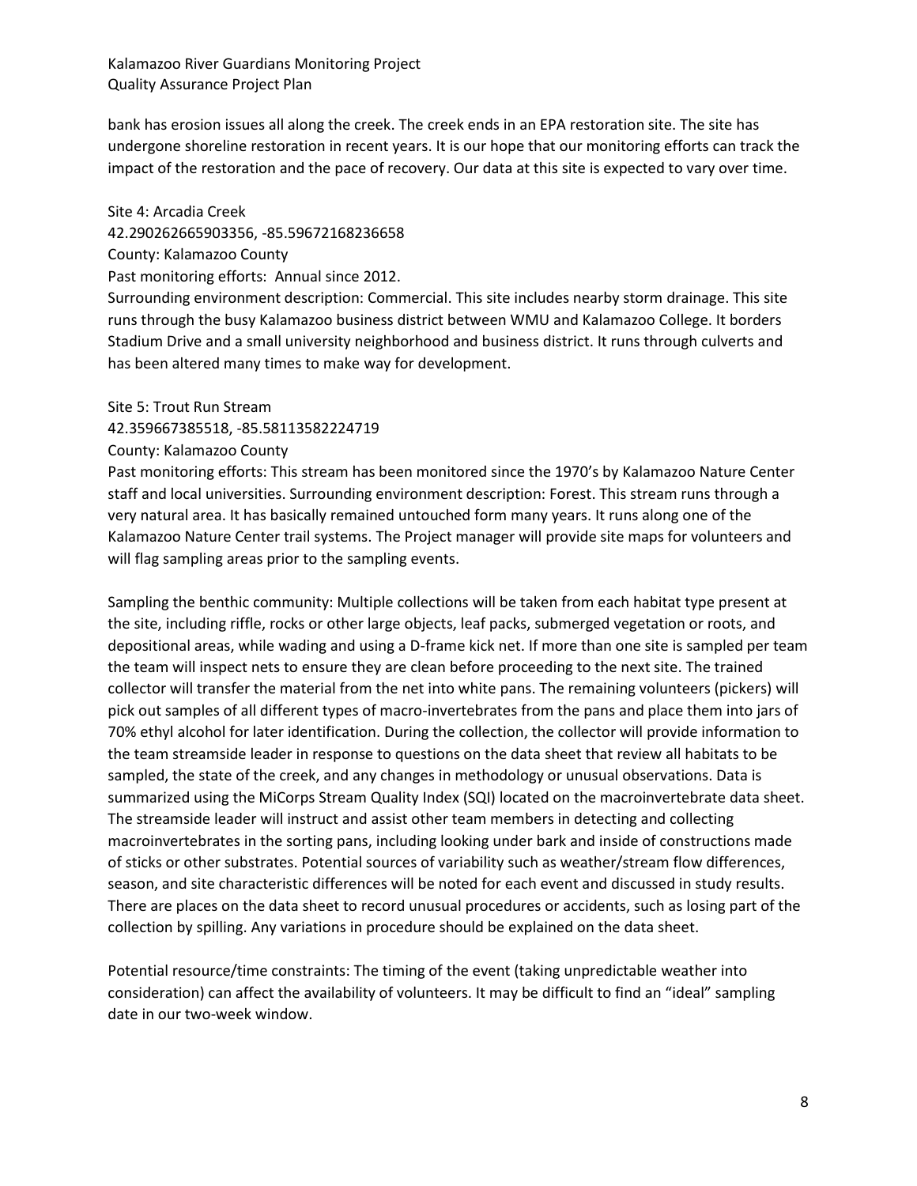bank has erosion issues all along the creek. The creek ends in an EPA restoration site. The site has undergone shoreline restoration in recent years. It is our hope that our monitoring efforts can track the impact of the restoration and the pace of recovery. Our data at this site is expected to vary over time.

Site 4: Arcadia Creek
42.290262665903356, -85.59672168236658
County: Kalamazoo County
Past monitoring efforts: Annual since 2012.
Surrounding environment description: Commercial. This site includes nearby storm drainage. This site runs through the busy Kalamazoo business district between WMU and Kalamazoo College. It borders Stadium Drive and a small university neighborhood and business district. It runs through culverts and has been altered many times to make way for development.

Site 5: Trout Run Stream
42.359667385518, -85.58113582224719
County: Kalamazoo County
Past monitoring efforts: This stream has been monitored since the 1970's by Kalamazoo Nature Center staff and local universities. Surrounding environment description: Forest. This stream runs through a very natural area. It has basically remained untouched form many years. It runs along one of the Kalamazoo Nature Center trail systems. The Project manager will provide site maps for volunteers and will flag sampling areas prior to the sampling events.

Sampling the benthic community: Multiple collections will be taken from each habitat type present at the site, including riffle, rocks or other large objects, leaf packs, submerged vegetation or roots, and depositional areas, while wading and using a D-frame kick net. If more than one site is sampled per team the team will inspect nets to ensure they are clean before proceeding to the next site. The trained collector will transfer the material from the net into white pans. The remaining volunteers (pickers) will pick out samples of all different types of macro-invertebrates from the pans and place them into jars of 70% ethyl alcohol for later identification. During the collection, the collector will provide information to the team streamside leader in response to questions on the data sheet that review all habitats to be sampled, the state of the creek, and any changes in methodology or unusual observations. Data is summarized using the MiCorps Stream Quality Index (SQI) located on the macroinvertebrate data sheet. The streamside leader will instruct and assist other team members in detecting and collecting macroinvertebrates in the sorting pans, including looking under bark and inside of constructions made of sticks or other substrates. Potential sources of variability such as weather/stream flow differences, season, and site characteristic differences will be noted for each event and discussed in study results. There are places on the data sheet to record unusual procedures or accidents, such as losing part of the collection by spilling. Any variations in procedure should be explained on the data sheet.

Potential resource/time constraints: The timing of the event (taking unpredictable weather into consideration) can affect the availability of volunteers. It may be difficult to find an "ideal" sampling date in our two-week window.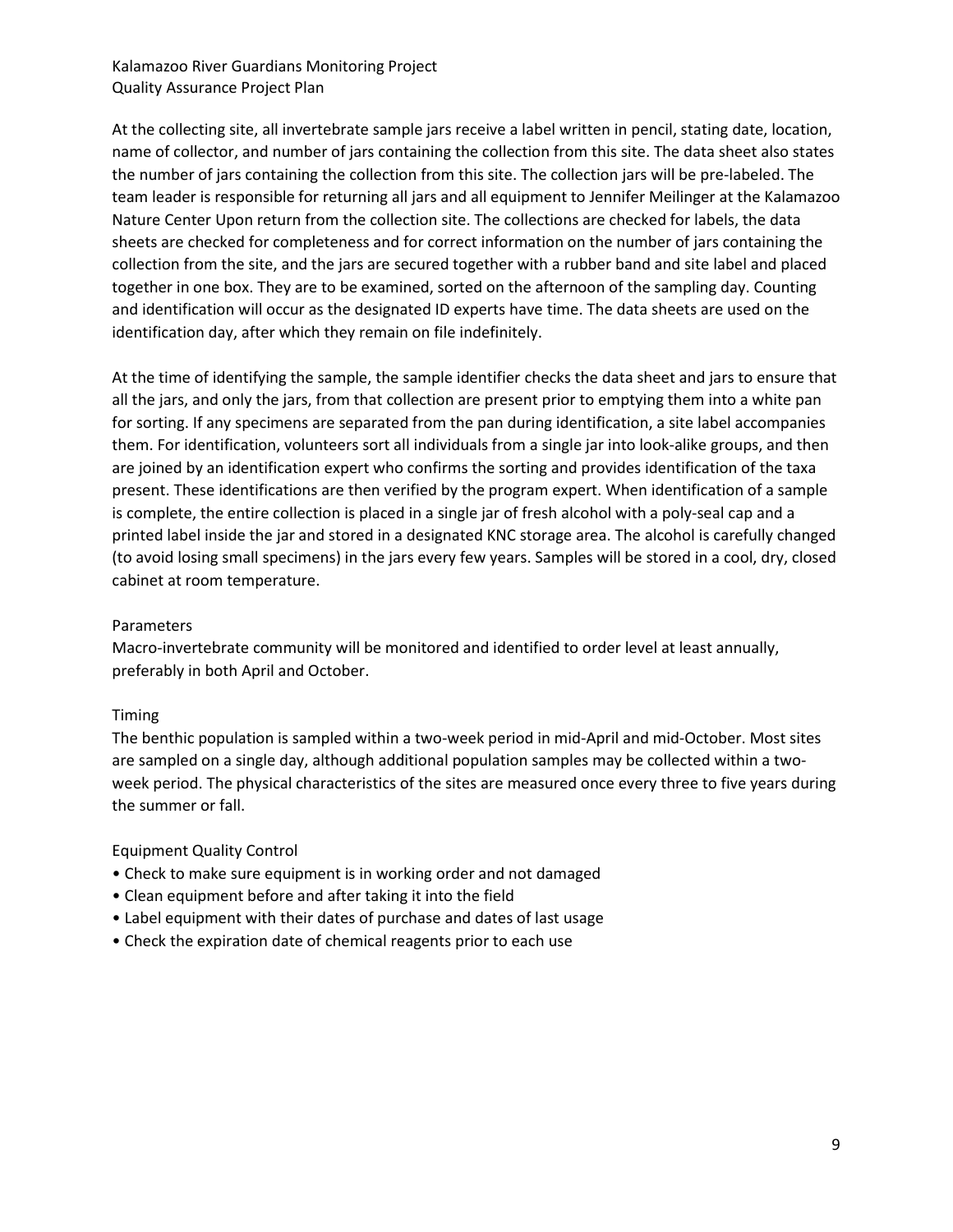At the collecting site, all invertebrate sample jars receive a label written in pencil, stating date, location, name of collector, and number of jars containing the collection from this site. The data sheet also states the number of jars containing the collection from this site. The collection jars will be pre-labeled. The team leader is responsible for returning all jars and all equipment to Jennifer Meilinger at the Kalamazoo Nature Center Upon return from the collection site. The collections are checked for labels, the data sheets are checked for completeness and for correct information on the number of jars containing the collection from the site, and the jars are secured together with a rubber band and site label and placed together in one box. They are to be examined, sorted on the afternoon of the sampling day. Counting and identification will occur as the designated ID experts have time. The data sheets are used on the identification day, after which they remain on file indefinitely.

At the time of identifying the sample, the sample identifier checks the data sheet and jars to ensure that all the jars, and only the jars, from that collection are present prior to emptying them into a white pan for sorting. If any specimens are separated from the pan during identification, a site label accompanies them. For identification, volunteers sort all individuals from a single jar into look-alike groups, and then are joined by an identification expert who confirms the sorting and provides identification of the taxa present. These identifications are then verified by the program expert. When identification of a sample is complete, the entire collection is placed in a single jar of fresh alcohol with a poly-seal cap and a printed label inside the jar and stored in a designated KNC storage area. The alcohol is carefully changed (to avoid losing small specimens) in the jars every few years. Samples will be stored in a cool, dry, closed cabinet at room temperature.

### Parameters

Macro-invertebrate community will be monitored and identified to order level at least annually, preferably in both April and October.

### Timing

The benthic population is sampled within a two-week period in mid-April and mid-October. Most sites are sampled on a single day, although additional population samples may be collected within a two-week period. The physical characteristics of the sites are measured once every three to five years during the summer or fall.

### Equipment Quality Control

- Check to make sure equipment is in working order and not damaged
- Clean equipment before and after taking it into the field
- Label equipment with their dates of purchase and dates of last usage
- Check the expiration date of chemical reagents prior to each use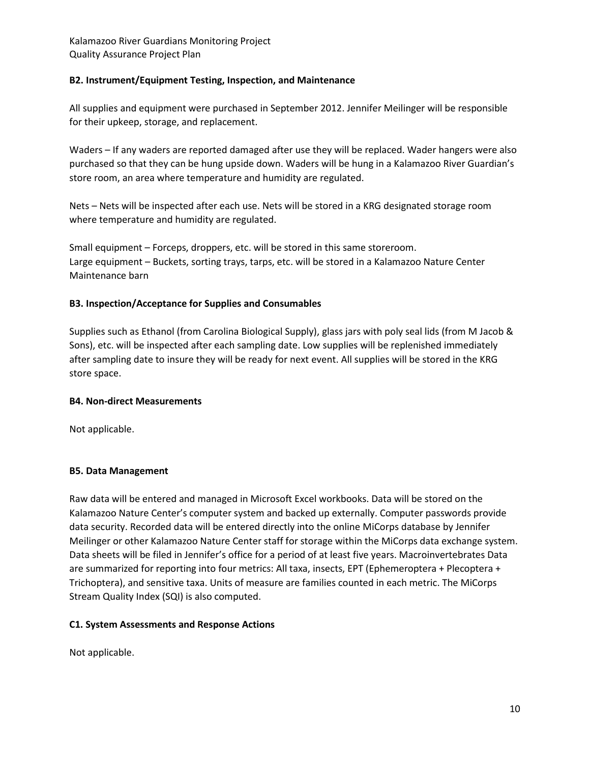### B2. Instrument/Equipment Testing, Inspection, and Maintenance

All supplies and equipment were purchased in September 2012. Jennifer Meilinger will be responsible for their upkeep, storage, and replacement.

Waders – If any waders are reported damaged after use they will be replaced. Wader hangers were also purchased so that they can be hung upside down. Waders will be hung in a Kalamazoo River Guardian's store room, an area where temperature and humidity are regulated.

Nets – Nets will be inspected after each use. Nets will be stored in a KRG designated storage room where temperature and humidity are regulated.

Small equipment – Forceps, droppers, etc. will be stored in this same storeroom.
Large equipment – Buckets, sorting trays, tarps, etc. will be stored in a Kalamazoo Nature Center Maintenance barn

### B3. Inspection/Acceptance for Supplies and Consumables

Supplies such as Ethanol (from Carolina Biological Supply), glass jars with poly seal lids (from M Jacob & Sons), etc. will be inspected after each sampling date. Low supplies will be replenished immediately after sampling date to insure they will be ready for next event. All supplies will be stored in the KRG store space.

### B4. Non-direct Measurements

Not applicable.

### B5. Data Management

Raw data will be entered and managed in Microsoft Excel workbooks. Data will be stored on the Kalamazoo Nature Center's computer system and backed up externally. Computer passwords provide data security. Recorded data will be entered directly into the online MiCorps database by Jennifer Meilinger or other Kalamazoo Nature Center staff for storage within the MiCorps data exchange system. Data sheets will be filed in Jennifer's office for a period of at least five years. Macroinvertebrates Data are summarized for reporting into four metrics: All taxa, insects, EPT (Ephemeroptera + Plecoptera + Trichoptera), and sensitive taxa. Units of measure are families counted in each metric. The MiCorps Stream Quality Index (SQI) is also computed.

### C1. System Assessments and Response Actions

Not applicable.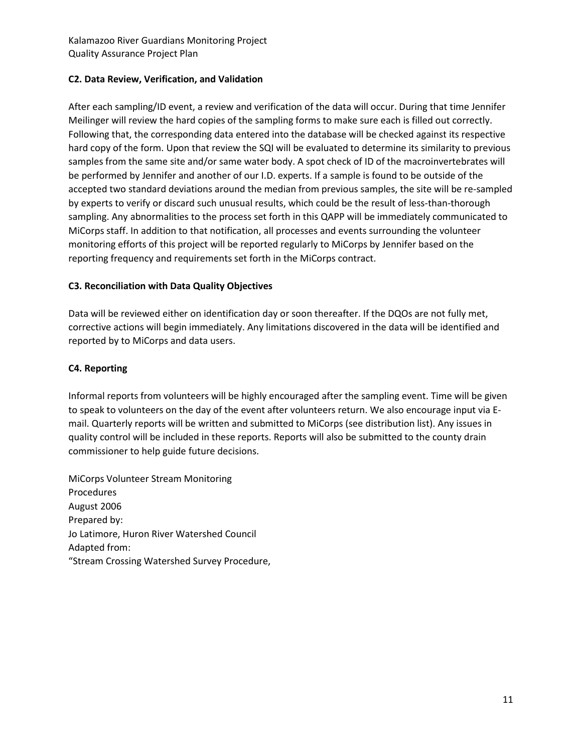### C2. Data Review, Verification, and Validation

After each sampling/ID event, a review and verification of the data will occur. During that time Jennifer Meilinger will review the hard copies of the sampling forms to make sure each is filled out correctly. Following that, the corresponding data entered into the database will be checked against its respective hard copy of the form. Upon that review the SQI will be evaluated to determine its similarity to previous samples from the same site and/or same water body. A spot check of ID of the macroinvertebrates will be performed by Jennifer and another of our I.D. experts. If a sample is found to be outside of the accepted two standard deviations around the median from previous samples, the site will be re-sampled by experts to verify or discard such unusual results, which could be the result of less-than-thorough sampling. Any abnormalities to the process set forth in this QAPP will be immediately communicated to MiCorps staff. In addition to that notification, all processes and events surrounding the volunteer monitoring efforts of this project will be reported regularly to MiCorps by Jennifer based on the reporting frequency and requirements set forth in the MiCorps contract.

### C3. Reconciliation with Data Quality Objectives

Data will be reviewed either on identification day or soon thereafter. If the DQOs are not fully met, corrective actions will begin immediately. Any limitations discovered in the data will be identified and reported by to MiCorps and data users.

### C4. Reporting

Informal reports from volunteers will be highly encouraged after the sampling event. Time will be given to speak to volunteers on the day of the event after volunteers return. We also encourage input via E-mail. Quarterly reports will be written and submitted to MiCorps (see distribution list). Any issues in quality control will be included in these reports. Reports will also be submitted to the county drain commissioner to help guide future decisions.

MiCorps Volunteer Stream Monitoring
Procedures
August 2006
Prepared by:
Jo Latimore, Huron River Watershed Council
Adapted from:
"Stream Crossing Watershed Survey Procedure,